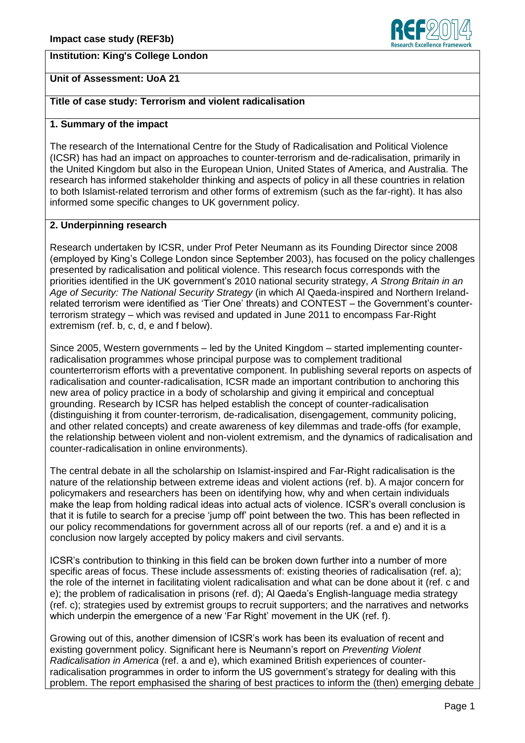**Impact case study (REF3b)**

**Institution: King's College London**

**Unit of Assessment: UoA 21**

**Title of case study: Terrorism and violent radicalisation**

## 1. Summary of the impact

The research of the International Centre for the Study of Radicalisation and Political Violence (ICSR) has had an impact on approaches to counter-terrorism and de-radicalisation, primarily in the United Kingdom but also in the European Union, United States of America, and Australia. The research has informed stakeholder thinking and aspects of policy in all these countries in relation to both Islamist-related terrorism and other forms of extremism (such as the far-right). It has also informed some specific changes to UK government policy.

## 2. Underpinning research

Research undertaken by ICSR, under Prof Peter Neumann as its Founding Director since 2008 (employed by King's College London since September 2003), has focused on the policy challenges presented by radicalisation and political violence. This research focus corresponds with the priorities identified in the UK government's 2010 national security strategy, *A Strong Britain in an Age of Security: The National Security Strategy* (in which Al Qaeda-inspired and Northern Ireland-related terrorism were identified as 'Tier One' threats) and CONTEST – the Government's counter-terrorism strategy – which was revised and updated in June 2011 to encompass Far-Right extremism (ref. b, c, d, e and f below).

Since 2005, Western governments – led by the United Kingdom – started implementing counter-radicalisation programmes whose principal purpose was to complement traditional counterterrorism efforts with a preventative component. In publishing several reports on aspects of radicalisation and counter-radicalisation, ICSR made an important contribution to anchoring this new area of policy practice in a body of scholarship and giving it empirical and conceptual grounding. Research by ICSR has helped establish the concept of counter-radicalisation (distinguishing it from counter-terrorism, de-radicalisation, disengagement, community policing, and other related concepts) and create awareness of key dilemmas and trade-offs (for example, the relationship between violent and non-violent extremism, and the dynamics of radicalisation and counter-radicalisation in online environments).

The central debate in all the scholarship on Islamist-inspired and Far-Right radicalisation is the nature of the relationship between extreme ideas and violent actions (ref. b). A major concern for policymakers and researchers has been on identifying how, why and when certain individuals make the leap from holding radical ideas into actual acts of violence. ICSR's overall conclusion is that it is futile to search for a precise 'jump off' point between the two. This has been reflected in our policy recommendations for government across all of our reports (ref. a and e) and it is a conclusion now largely accepted by policy makers and civil servants.

ICSR's contribution to thinking in this field can be broken down further into a number of more specific areas of focus. These include assessments of: existing theories of radicalisation (ref. a); the role of the internet in facilitating violent radicalisation and what can be done about it (ref. c and e); the problem of radicalisation in prisons (ref. d); Al Qaeda's English-language media strategy (ref. c); strategies used by extremist groups to recruit supporters; and the narratives and networks which underpin the emergence of a new 'Far Right' movement in the UK (ref. f).

Growing out of this, another dimension of ICSR's work has been its evaluation of recent and existing government policy. Significant here is Neumann's report on *Preventing Violent Radicalisation in America* (ref. a and e), which examined British experiences of counter-radicalisation programmes in order to inform the US government's strategy for dealing with this problem. The report emphasised the sharing of best practices to inform the (then) emerging debate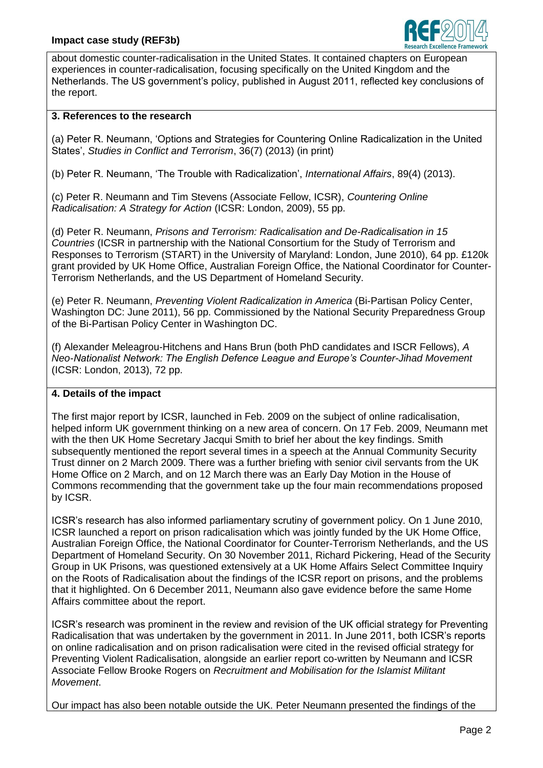about domestic counter-radicalisation in the United States. It contained chapters on European experiences in counter-radicalisation, focusing specifically on the United Kingdom and the Netherlands. The US government's policy, published in August 2011, reflected key conclusions of the report.

## 3. References to the research

(a) Peter R. Neumann, 'Options and Strategies for Countering Online Radicalization in the United States', *Studies in Conflict and Terrorism*, 36(7) (2013) (in print)

(b) Peter R. Neumann, 'The Trouble with Radicalization', *International Affairs*, 89(4) (2013).

(c) Peter R. Neumann and Tim Stevens (Associate Fellow, ICSR), *Countering Online Radicalisation: A Strategy for Action* (ICSR: London, 2009), 55 pp.

(d) Peter R. Neumann, *Prisons and Terrorism: Radicalisation and De-Radicalisation in 15 Countries* (ICSR in partnership with the National Consortium for the Study of Terrorism and Responses to Terrorism (START) in the University of Maryland: London, June 2010), 64 pp. £120k grant provided by UK Home Office, Australian Foreign Office, the National Coordinator for Counter-Terrorism Netherlands, and the US Department of Homeland Security.

(e) Peter R. Neumann, *Preventing Violent Radicalization in America* (Bi-Partisan Policy Center, Washington DC: June 2011), 56 pp. Commissioned by the National Security Preparedness Group of the Bi-Partisan Policy Center in Washington DC.

(f) Alexander Meleagrou-Hitchens and Hans Brun (both PhD candidates and ISCR Fellows), *A Neo-Nationalist Network: The English Defence League and Europe's Counter-Jihad Movement* (ICSR: London, 2013), 72 pp.

## 4. Details of the impact

The first major report by ICSR, launched in Feb. 2009 on the subject of online radicalisation, helped inform UK government thinking on a new area of concern. On 17 Feb. 2009, Neumann met with the then UK Home Secretary Jacqui Smith to brief her about the key findings. Smith subsequently mentioned the report several times in a speech at the Annual Community Security Trust dinner on 2 March 2009. There was a further briefing with senior civil servants from the UK Home Office on 2 March, and on 12 March there was an Early Day Motion in the House of Commons recommending that the government take up the four main recommendations proposed by ICSR.

ICSR's research has also informed parliamentary scrutiny of government policy. On 1 June 2010, ICSR launched a report on prison radicalisation which was jointly funded by the UK Home Office, Australian Foreign Office, the National Coordinator for Counter-Terrorism Netherlands, and the US Department of Homeland Security. On 30 November 2011, Richard Pickering, Head of the Security Group in UK Prisons, was questioned extensively at a UK Home Affairs Select Committee Inquiry on the Roots of Radicalisation about the findings of the ICSR report on prisons, and the problems that it highlighted. On 6 December 2011, Neumann also gave evidence before the same Home Affairs committee about the report.

ICSR's research was prominent in the review and revision of the UK official strategy for Preventing Radicalisation that was undertaken by the government in 2011. In June 2011, both ICSR's reports on online radicalisation and on prison radicalisation were cited in the revised official strategy for Preventing Violent Radicalisation, alongside an earlier report co-written by Neumann and ICSR Associate Fellow Brooke Rogers on *Recruitment and Mobilisation for the Islamist Militant Movement*.

Our impact has also been notable outside the UK. Peter Neumann presented the findings of the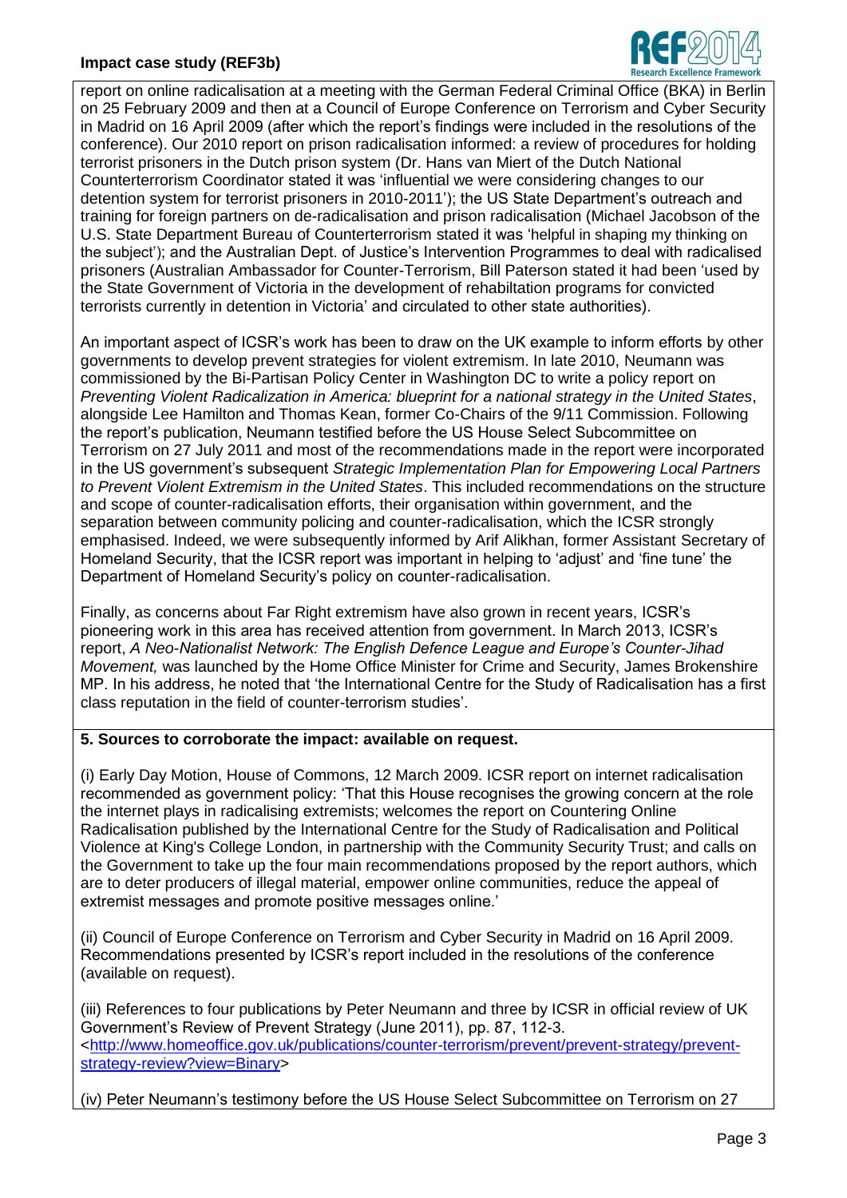report on online radicalisation at a meeting with the German Federal Criminal Office (BKA) in Berlin on 25 February 2009 and then at a Council of Europe Conference on Terrorism and Cyber Security in Madrid on 16 April 2009 (after which the report's findings were included in the resolutions of the conference). Our 2010 report on prison radicalisation informed: a review of procedures for holding terrorist prisoners in the Dutch prison system (Dr. Hans van Miert of the Dutch National Counterterrorism Coordinator stated it was 'influential we were considering changes to our detention system for terrorist prisoners in 2010-2011'); the US State Department's outreach and training for foreign partners on de-radicalisation and prison radicalisation (Michael Jacobson of the U.S. State Department Bureau of Counterterrorism stated it was 'helpful in shaping my thinking on the subject'); and the Australian Dept. of Justice's Intervention Programmes to deal with radicalised prisoners (Australian Ambassador for Counter-Terrorism, Bill Paterson stated it had been 'used by the State Government of Victoria in the development of rehabiltation programs for convicted terrorists currently in detention in Victoria' and circulated to other state authorities).

An important aspect of ICSR's work has been to draw on the UK example to inform efforts by other governments to develop prevent strategies for violent extremism. In late 2010, Neumann was commissioned by the Bi-Partisan Policy Center in Washington DC to write a policy report on *Preventing Violent Radicalization in America: blueprint for a national strategy in the United States*, alongside Lee Hamilton and Thomas Kean, former Co-Chairs of the 9/11 Commission. Following the report's publication, Neumann testified before the US House Select Subcommittee on Terrorism on 27 July 2011 and most of the recommendations made in the report were incorporated in the US government's subsequent *Strategic Implementation Plan for Empowering Local Partners to Prevent Violent Extremism in the United States*. This included recommendations on the structure and scope of counter-radicalisation efforts, their organisation within government, and the separation between community policing and counter-radicalisation, which the ICSR strongly emphasised. Indeed, we were subsequently informed by Arif Alikhan, former Assistant Secretary of Homeland Security, that the ICSR report was important in helping to 'adjust' and 'fine tune' the Department of Homeland Security's policy on counter-radicalisation.

Finally, as concerns about Far Right extremism have also grown in recent years, ICSR's pioneering work in this area has received attention from government. In March 2013, ICSR's report, *A Neo-Nationalist Network: The English Defence League and Europe's Counter-Jihad Movement,* was launched by the Home Office Minister for Crime and Security, James Brokenshire MP. In his address, he noted that 'the International Centre for the Study of Radicalisation has a first class reputation in the field of counter-terrorism studies'.

**5. Sources to corroborate the impact: available on request.**

(i) Early Day Motion, House of Commons, 12 March 2009. ICSR report on internet radicalisation recommended as government policy: 'That this House recognises the growing concern at the role the internet plays in radicalising extremists; welcomes the report on Countering Online Radicalisation published by the International Centre for the Study of Radicalisation and Political Violence at King's College London, in partnership with the Community Security Trust; and calls on the Government to take up the four main recommendations proposed by the report authors, which are to deter producers of illegal material, empower online communities, reduce the appeal of extremist messages and promote positive messages online.'

(ii) Council of Europe Conference on Terrorism and Cyber Security in Madrid on 16 April 2009. Recommendations presented by ICSR's report included in the resolutions of the conference (available on request).

(iii) References to four publications by Peter Neumann and three by ICSR in official review of UK Government's Review of Prevent Strategy (June 2011), pp. 87, 112-3. <http://www.homeoffice.gov.uk/publications/counter-terrorism/prevent/prevent-strategy/prevent-strategy-review?view=Binary>

(iv) Peter Neumann's testimony before the US House Select Subcommittee on Terrorism on 27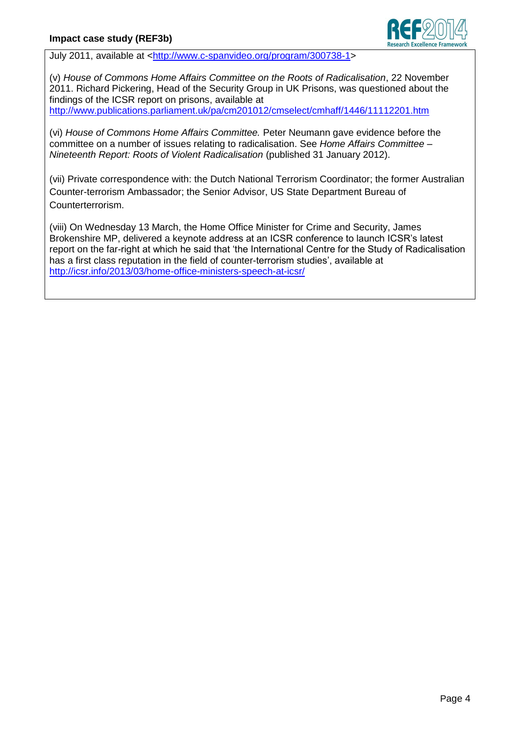July 2011, available at <http://www.c-spanvideo.org/program/300738-1>

(v) *House of Commons Home Affairs Committee on the Roots of Radicalisation*, 22 November 2011. Richard Pickering, Head of the Security Group in UK Prisons, was questioned about the findings of the ICSR report on prisons, available at http://www.publications.parliament.uk/pa/cm201012/cmselect/cmhaff/1446/11112201.htm

(vi) *House of Commons Home Affairs Committee.* Peter Neumann gave evidence before the committee on a number of issues relating to radicalisation. See *Home Affairs Committee – Nineteenth Report: Roots of Violent Radicalisation* (published 31 January 2012).

(vii) Private correspondence with: the Dutch National Terrorism Coordinator; the former Australian Counter-terrorism Ambassador; the Senior Advisor, US State Department Bureau of Counterterrorism.

(viii) On Wednesday 13 March, the Home Office Minister for Crime and Security, James Brokenshire MP, delivered a keynote address at an ICSR conference to launch ICSR's latest report on the far-right at which he said that 'the International Centre for the Study of Radicalisation has a first class reputation in the field of counter-terrorism studies', available at http://icsr.info/2013/03/home-office-ministers-speech-at-icsr/